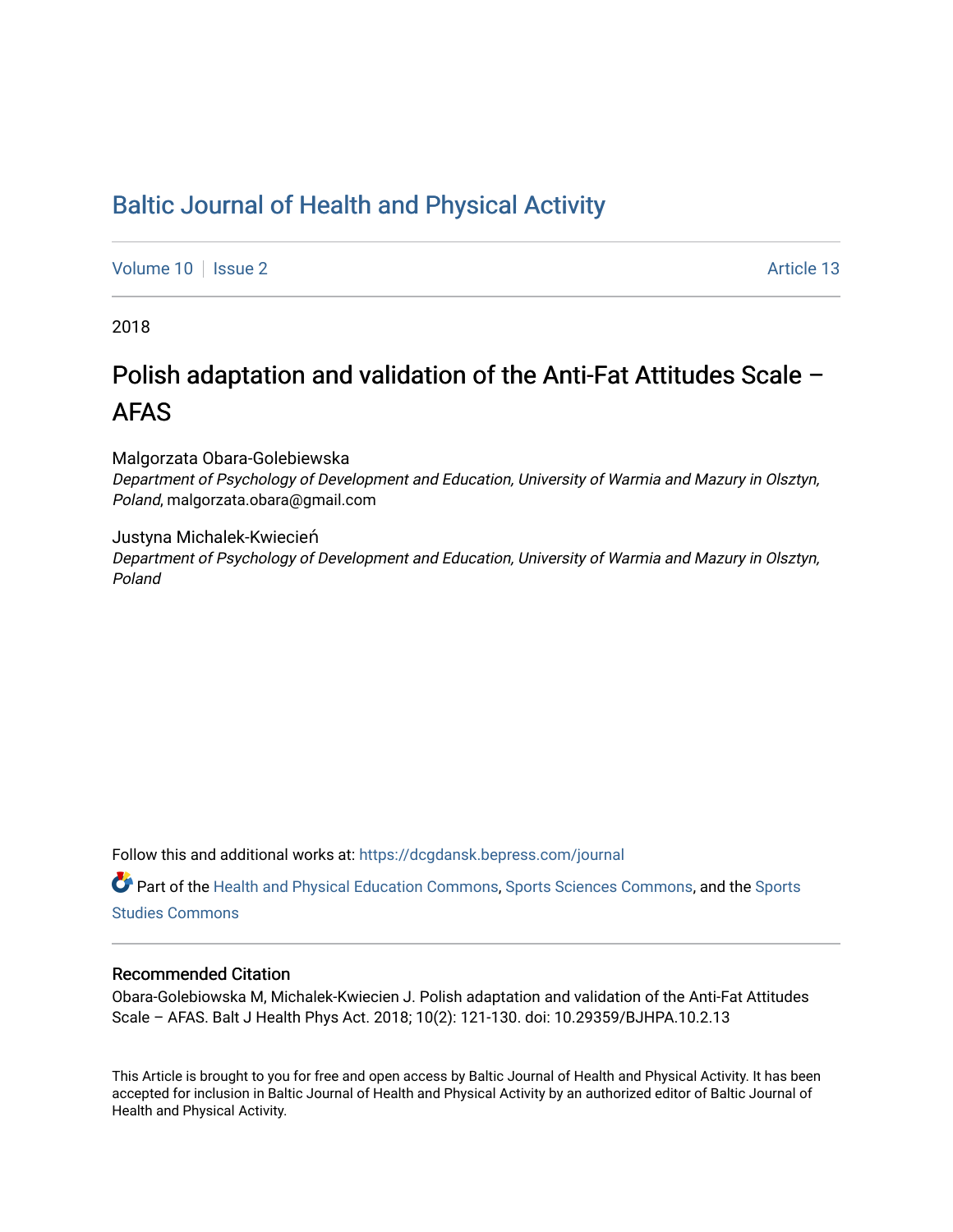# Baltic Journal of Health and Physical Activity

Volume 10 | Issue 2 Article 13

2018

## Polish adaptation and validation of the Anti-Fat Attitudes Scale – AFAS

Malgorzata Obara-Golebiewska
*Department of Psychology of Development and Education, University of Warmia and Mazury in Olsztyn, Poland*, malgorzata.obara@gmail.com

Justyna Michalek-Kwiecień
*Department of Psychology of Development and Education, University of Warmia and Mazury in Olsztyn, Poland*

Follow this and additional works at: https://dcgdansk.bepress.com/journal

Part of the Health and Physical Education Commons, Sports Sciences Commons, and the Sports Studies Commons

### Recommended Citation

Obara-Golebiowska M, Michalek-Kwiecien J. Polish adaptation and validation of the Anti-Fat Attitudes Scale – AFAS. Balt J Health Phys Act. 2018; 10(2): 121-130. doi: 10.29359/BJHPA.10.2.13

This Article is brought to you for free and open access by Baltic Journal of Health and Physical Activity. It has been accepted for inclusion in Baltic Journal of Health and Physical Activity by an authorized editor of Baltic Journal of Health and Physical Activity.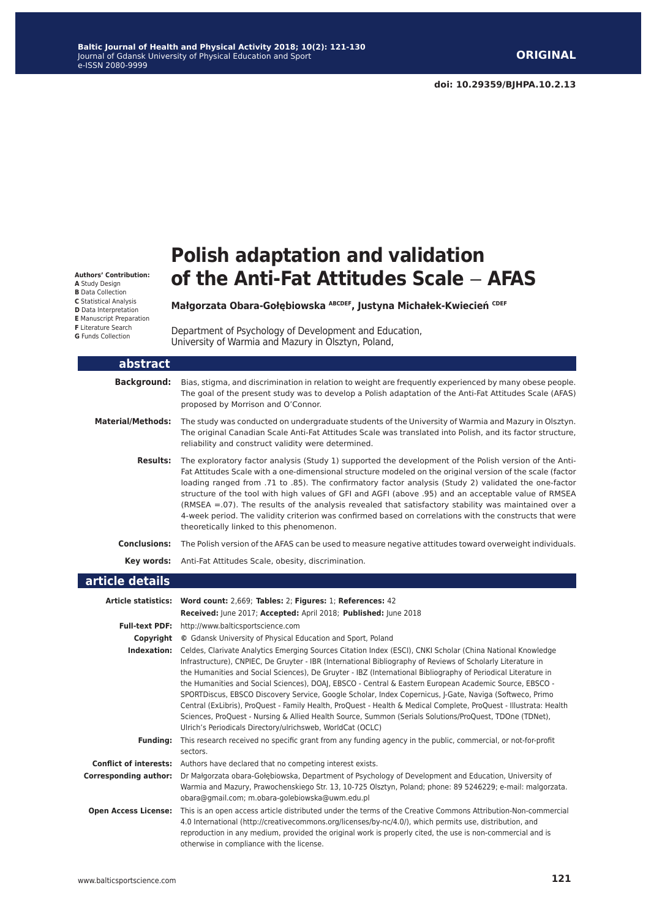# Polish adaptation and validation of the Anti-Fat Attitudes Scale – AFAS

**Authors' Contribution:**
**A** Study Design
**B** Data Collection
**C** Statistical Analysis
**D** Data Interpretation
**E** Manuscript Preparation
**F** Literature Search
**G** Funds Collection

**Małgorzata Obara-Gołębiowska** [ABCDEF], **Justyna Michałek-Kwiecień** [CDEF]

Department of Psychology of Development and Education, University of Warmia and Mazury in Olsztyn, Poland,

doi: 10.29359/BJHPA.10.2.13

ORIGINAL

## abstract

**Background:** Bias, stigma, and discrimination in relation to weight are frequently experienced by many obese people. The goal of the present study was to develop a Polish adaptation of the Anti-Fat Attitudes Scale (AFAS) proposed by Morrison and O'Connor.

**Material/Methods:** The study was conducted on undergraduate students of the University of Warmia and Mazury in Olsztyn. The original Canadian Scale Anti-Fat Attitudes Scale was translated into Polish, and its factor structure, reliability and construct validity were determined.

**Results:** The exploratory factor analysis (Study 1) supported the development of the Polish version of the Anti-Fat Attitudes Scale with a one-dimensional structure modeled on the original version of the scale (factor loading ranged from .71 to .85). The confirmatory factor analysis (Study 2) validated the one-factor structure of the tool with high values of GFI and AGFI (above .95) and an acceptable value of RMSEA (RMSEA =.07). The results of the analysis revealed that satisfactory stability was maintained over a 4-week period. The validity criterion was confirmed based on correlations with the constructs that were theoretically linked to this phenomenon.

**Conclusions:** The Polish version of the AFAS can be used to measure negative attitudes toward overweight individuals.

**Key words:** Anti-Fat Attitudes Scale, obesity, discrimination.

## article details

**Article statistics:** **Word count:** 2,669; **Tables:** 2; **Figures:** 1; **References:** 42
**Received:** June 2017; **Accepted:** April 2018; **Published:** June 2018

**Full-text PDF:** http://www.balticsportscience.com

**Copyright** © Gdansk University of Physical Education and Sport, Poland

**Indexation:** Celdes, Clarivate Analytics Emerging Sources Citation Index (ESCI), CNKI Scholar (China National Knowledge Infrastructure), CNPIEC, De Gruyter - IBR (International Bibliography of Reviews of Scholarly Literature in the Humanities and Social Sciences), De Gruyter - IBZ (International Bibliography of Periodical Literature in the Humanities and Social Sciences), DOAJ, EBSCO - Central & Eastern European Academic Source, EBSCO - SPORTDiscus, EBSCO Discovery Service, Google Scholar, Index Copernicus, J-Gate, Naviga (Softweco, Primo Central (ExLibris), ProQuest - Family Health, ProQuest - Health & Medical Complete, ProQuest - Illustrata: Health Sciences, ProQuest - Nursing & Allied Health Source, Summon (Serials Solutions/ProQuest, TDOne (TDNet), Ulrich's Periodicals Directory/ulrichsweb, WorldCat (OCLC)

**Funding:** This research received no specific grant from any funding agency in the public, commercial, or not-for-profit sectors.

**Conflict of interests:** Authors have declared that no competing interest exists.

**Corresponding author:** Dr Małgorzata obara-Gołębiowska, Department of Psychology of Development and Education, University of Warmia and Mazury, Prawochenskiego Str. 13, 10-725 Olsztyn, Poland; phone: 89 5246229; e-mail: malgorzata.obara@gmail.com; m.obara-golebiowska@uwm.edu.pl

**Open Access License:** This is an open access article distributed under the terms of the Creative Commons Attribution-Non-commercial 4.0 International (http://creativecommons.org/licenses/by-nc/4.0/), which permits use, distribution, and reproduction in any medium, provided the original work is properly cited, the use is non-commercial and is otherwise in compliance with the license.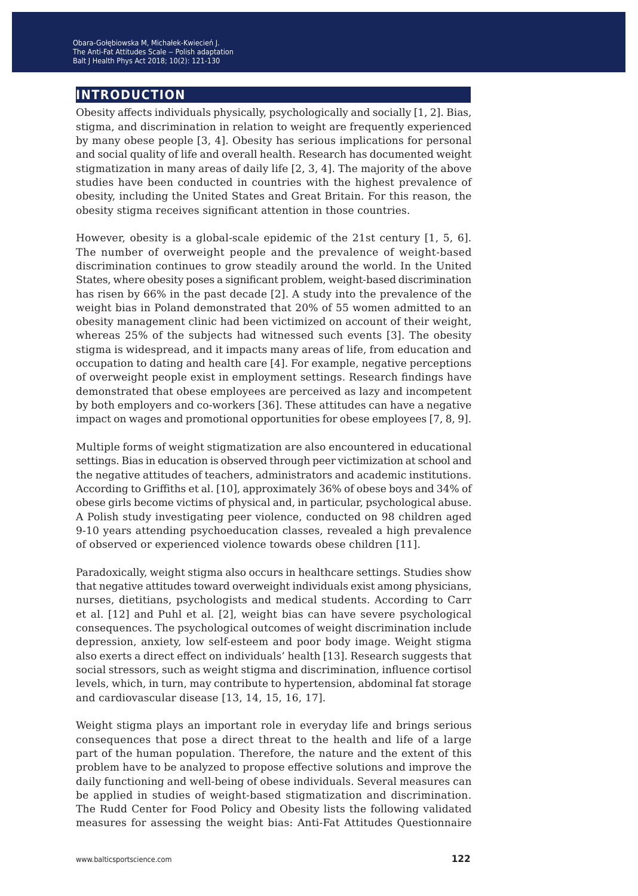## INTRODUCTION

Obesity affects individuals physically, psychologically and socially [1, 2]. Bias, stigma, and discrimination in relation to weight are frequently experienced by many obese people [3, 4]. Obesity has serious implications for personal and social quality of life and overall health. Research has documented weight stigmatization in many areas of daily life [2, 3, 4]. The majority of the above studies have been conducted in countries with the highest prevalence of obesity, including the United States and Great Britain. For this reason, the obesity stigma receives significant attention in those countries.

However, obesity is a global-scale epidemic of the 21st century [1, 5, 6]. The number of overweight people and the prevalence of weight-based discrimination continues to grow steadily around the world. In the United States, where obesity poses a significant problem, weight-based discrimination has risen by 66% in the past decade [2]. A study into the prevalence of the weight bias in Poland demonstrated that 20% of 55 women admitted to an obesity management clinic had been victimized on account of their weight, whereas 25% of the subjects had witnessed such events [3]. The obesity stigma is widespread, and it impacts many areas of life, from education and occupation to dating and health care [4]. For example, negative perceptions of overweight people exist in employment settings. Research findings have demonstrated that obese employees are perceived as lazy and incompetent by both employers and co-workers [36]. These attitudes can have a negative impact on wages and promotional opportunities for obese employees [7, 8, 9].

Multiple forms of weight stigmatization are also encountered in educational settings. Bias in education is observed through peer victimization at school and the negative attitudes of teachers, administrators and academic institutions. According to Griffiths et al. [10], approximately 36% of obese boys and 34% of obese girls become victims of physical and, in particular, psychological abuse. A Polish study investigating peer violence, conducted on 98 children aged 9-10 years attending psychoeducation classes, revealed a high prevalence of observed or experienced violence towards obese children [11].

Paradoxically, weight stigma also occurs in healthcare settings. Studies show that negative attitudes toward overweight individuals exist among physicians, nurses, dietitians, psychologists and medical students. According to Carr et al. [12] and Puhl et al. [2], weight bias can have severe psychological consequences. The psychological outcomes of weight discrimination include depression, anxiety, low self-esteem and poor body image. Weight stigma also exerts a direct effect on individuals' health [13]. Research suggests that social stressors, such as weight stigma and discrimination, influence cortisol levels, which, in turn, may contribute to hypertension, abdominal fat storage and cardiovascular disease [13, 14, 15, 16, 17].

Weight stigma plays an important role in everyday life and brings serious consequences that pose a direct threat to the health and life of a large part of the human population. Therefore, the nature and the extent of this problem have to be analyzed to propose effective solutions and improve the daily functioning and well-being of obese individuals. Several measures can be applied in studies of weight-based stigmatization and discrimination. The Rudd Center for Food Policy and Obesity lists the following validated measures for assessing the weight bias: Anti-Fat Attitudes Questionnaire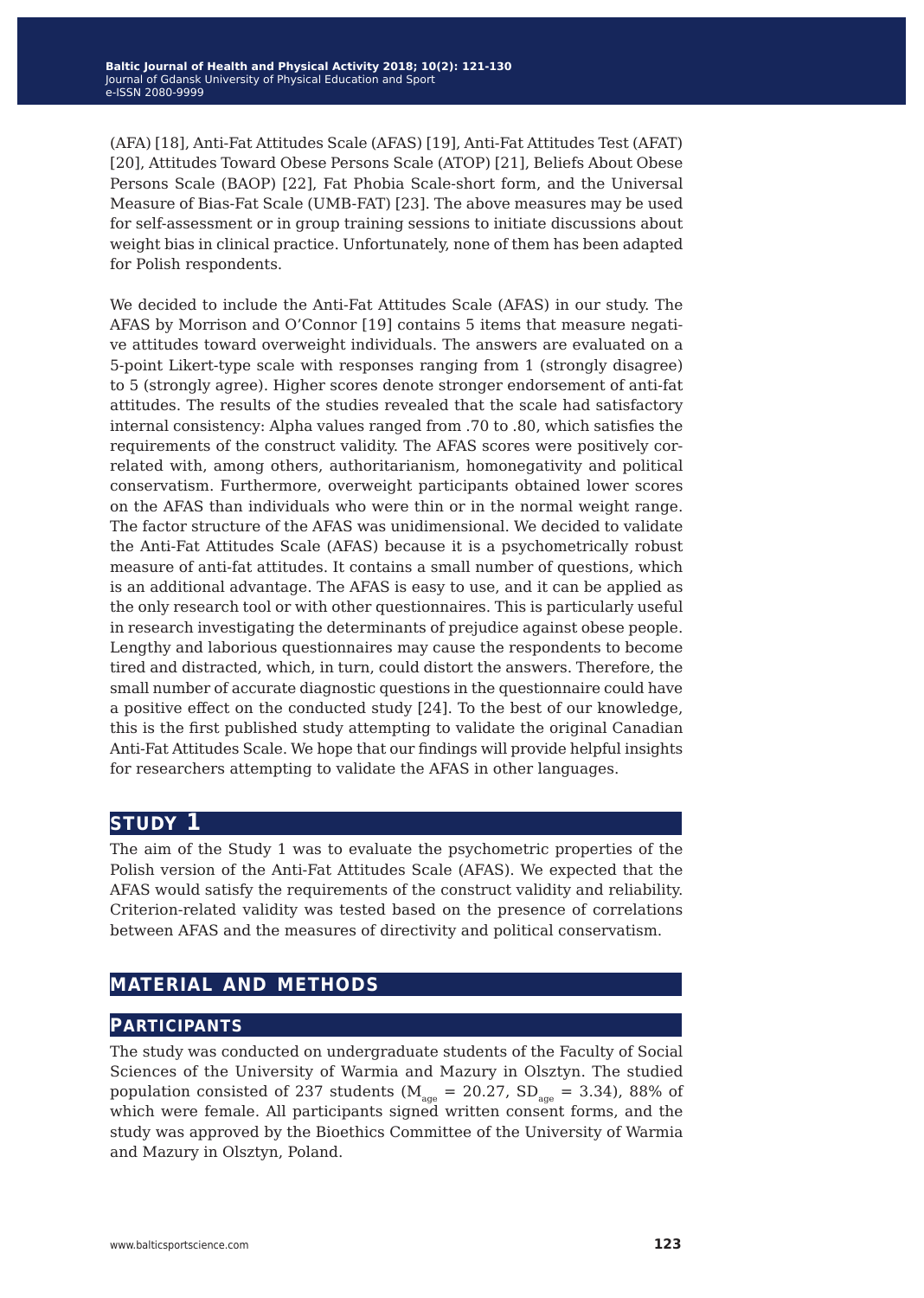(AFA) [18], Anti-Fat Attitudes Scale (AFAS) [19], Anti-Fat Attitudes Test (AFAT) [20], Attitudes Toward Obese Persons Scale (ATOP) [21], Beliefs About Obese Persons Scale (BAOP) [22], Fat Phobia Scale-short form, and the Universal Measure of Bias-Fat Scale (UMB-FAT) [23]. The above measures may be used for self-assessment or in group training sessions to initiate discussions about weight bias in clinical practice. Unfortunately, none of them has been adapted for Polish respondents.

We decided to include the Anti-Fat Attitudes Scale (AFAS) in our study. The AFAS by Morrison and O'Connor [19] contains 5 items that measure negative attitudes toward overweight individuals. The answers are evaluated on a 5-point Likert-type scale with responses ranging from 1 (strongly disagree) to 5 (strongly agree). Higher scores denote stronger endorsement of anti-fat attitudes. The results of the studies revealed that the scale had satisfactory internal consistency: Alpha values ranged from .70 to .80, which satisfies the requirements of the construct validity. The AFAS scores were positively correlated with, among others, authoritarianism, homonegativity and political conservatism. Furthermore, overweight participants obtained lower scores on the AFAS than individuals who were thin or in the normal weight range. The factor structure of the AFAS was unidimensional. We decided to validate the Anti-Fat Attitudes Scale (AFAS) because it is a psychometrically robust measure of anti-fat attitudes. It contains a small number of questions, which is an additional advantage. The AFAS is easy to use, and it can be applied as the only research tool or with other questionnaires. This is particularly useful in research investigating the determinants of prejudice against obese people. Lengthy and laborious questionnaires may cause the respondents to become tired and distracted, which, in turn, could distort the answers. Therefore, the small number of accurate diagnostic questions in the questionnaire could have a positive effect on the conducted study [24]. To the best of our knowledge, this is the first published study attempting to validate the original Canadian Anti-Fat Attitudes Scale. We hope that our findings will provide helpful insights for researchers attempting to validate the AFAS in other languages.

## STUDY 1

The aim of the Study 1 was to evaluate the psychometric properties of the Polish version of the Anti-Fat Attitudes Scale (AFAS). We expected that the AFAS would satisfy the requirements of the construct validity and reliability. Criterion-related validity was tested based on the presence of correlations between AFAS and the measures of directivity and political conservatism.

## MATERIAL AND METHODS

### PARTICIPANTS

The study was conducted on undergraduate students of the Faculty of Social Sciences of the University of Warmia and Mazury in Olsztyn. The studied population consisted of 237 students ($M_{age}$ = 20.27, $SD_{age}$ = 3.34), 88% of which were female. All participants signed written consent forms, and the study was approved by the Bioethics Committee of the University of Warmia and Mazury in Olsztyn, Poland.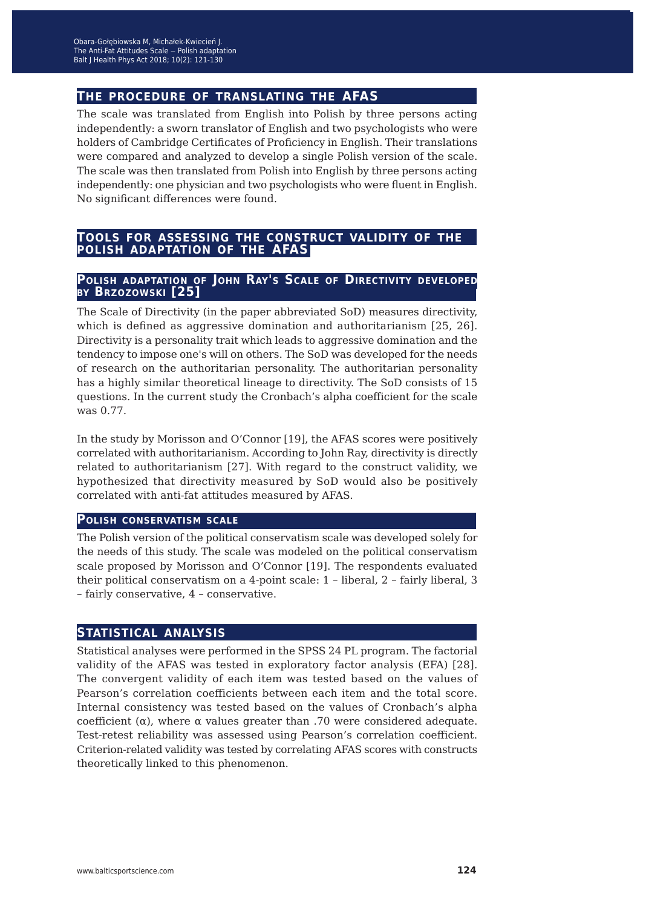## THE PROCEDURE OF TRANSLATING THE AFAS

The scale was translated from English into Polish by three persons acting independently: a sworn translator of English and two psychologists who were holders of Cambridge Certificates of Proficiency in English. Their translations were compared and analyzed to develop a single Polish version of the scale. The scale was then translated from Polish into English by three persons acting independently: one physician and two psychologists who were fluent in English. No significant differences were found.

## TOOLS FOR ASSESSING THE CONSTRUCT VALIDITY OF THE POLISH ADAPTATION OF THE AFAS

### POLISH ADAPTATION OF JOHN RAY'S SCALE OF DIRECTIVITY DEVELOPED BY BRZOZOWSKI [25]

The Scale of Directivity (in the paper abbreviated SoD) measures directivity, which is defined as aggressive domination and authoritarianism [25, 26]. Directivity is a personality trait which leads to aggressive domination and the tendency to impose one's will on others. The SoD was developed for the needs of research on the authoritarian personality. The authoritarian personality has a highly similar theoretical lineage to directivity. The SoD consists of 15 questions. In the current study the Cronbach's alpha coefficient for the scale was 0.77.

In the study by Morisson and O'Connor [19], the AFAS scores were positively correlated with authoritarianism. According to John Ray, directivity is directly related to authoritarianism [27]. With regard to the construct validity, we hypothesized that directivity measured by SoD would also be positively correlated with anti-fat attitudes measured by AFAS.

### POLISH CONSERVATISM SCALE

The Polish version of the political conservatism scale was developed solely for the needs of this study. The scale was modeled on the political conservatism scale proposed by Morisson and O'Connor [19]. The respondents evaluated their political conservatism on a 4-point scale: 1 – liberal, 2 – fairly liberal, 3 – fairly conservative, 4 – conservative.

## STATISTICAL ANALYSIS

Statistical analyses were performed in the SPSS 24 PL program. The factorial validity of the AFAS was tested in exploratory factor analysis (EFA) [28]. The convergent validity of each item was tested based on the values of Pearson's correlation coefficients between each item and the total score. Internal consistency was tested based on the values of Cronbach's alpha coefficient ($\alpha$), where $\alpha$ values greater than .70 were considered adequate. Test-retest reliability was assessed using Pearson's correlation coefficient. Criterion-related validity was tested by correlating AFAS scores with constructs theoretically linked to this phenomenon.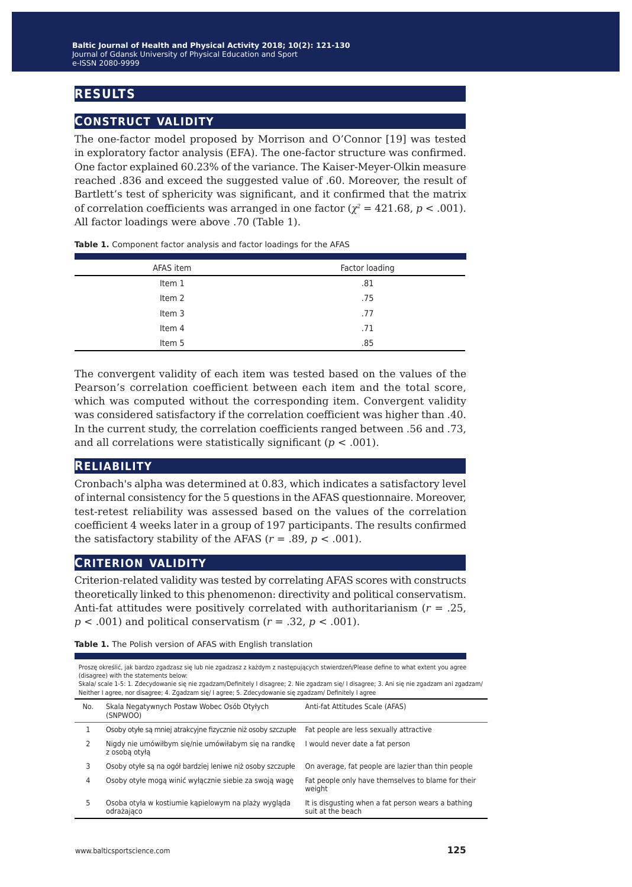## RESULTS

### CONSTRUCT VALIDITY

The one-factor model proposed by Morrison and O'Connor [19] was tested in exploratory factor analysis (EFA). The one-factor structure was confirmed. One factor explained 60.23% of the variance. The Kaiser-Meyer-Olkin measure reached .836 and exceed the suggested value of .60. Moreover, the result of Bartlett's test of sphericity was significant, and it confirmed that the matrix of correlation coefficients was arranged in one factor ($\chi^2$ = 421.68, $p$ < .001). All factor loadings were above .70 (Table 1).

**Table 1.** Component factor analysis and factor loadings for the AFAS

| AFAS item | Factor loading |
|---|---|
| Item 1 | .81 |
| Item 2 | .75 |
| Item 3 | .77 |
| Item 4 | .71 |
| Item 5 | .85 |

The convergent validity of each item was tested based on the values of the Pearson's correlation coefficient between each item and the total score, which was computed without the corresponding item. Convergent validity was considered satisfactory if the correlation coefficient was higher than .40. In the current study, the correlation coefficients ranged between .56 and .73, and all correlations were statistically significant ($p$ < .001).

### RELIABILITY

Cronbach's alpha was determined at 0.83, which indicates a satisfactory level of internal consistency for the 5 questions in the AFAS questionnaire. Moreover, test-retest reliability was assessed based on the values of the correlation coefficient 4 weeks later in a group of 197 participants. The results confirmed the satisfactory stability of the AFAS ($r$ = .89, $p$ < .001).

### CRITERION VALIDITY

Criterion-related validity was tested by correlating AFAS scores with constructs theoretically linked to this phenomenon: directivity and political conservatism. Anti-fat attitudes were positively correlated with authoritarianism ($r$ = .25, $p$ < .001) and political conservatism ($r$ = .32, $p$ < .001).

**Table 1.** The Polish version of AFAS with English translation

Proszę określić, jak bardzo zgadzasz się lub nie zgadzasz z każdym z następujących stwierdzeń/Please define to what extent you agree (disagree) with the statements below:
Skala/ scale 1-5: 1. Zdecydowanie się nie zgadzam/Definitely I disagree; 2. Nie zgadzam się/ I disagree; 3. Ani się nie zgadzam ani zgadzam/ Neither I agree, nor disagree; 4. Zgadzam się/ I agree; 5. Zdecydowanie się zgadzam/ Definitely I agree

| No. | Skala Negatywnych Postaw Wobec Osób Otyłych (SNPWOO) | Anti-fat Attitudes Scale (AFAS) |
|---|---|---|
| 1 | Osoby otyłe są mniej atrakcyjne fizycznie niż osoby szczupłe | Fat people are less sexually attractive |
| 2 | Nigdy nie umówiłbym się/nie umówiłabym się na randkę z osobą otyłą | I would never date a fat person |
| 3 | Osoby otyłe są na ogół bardziej leniwe niż osoby szczupłe | On average, fat people are lazier than thin people |
| 4 | Osoby otyłe mogą winić wyłącznie siebie za swoją wagę | Fat people only have themselves to blame for their weight |
| 5 | Osoba otyła w kostiumie kąpielowym na plaży wygląda odrażająco | It is disgusting when a fat person wears a bathing suit at the beach |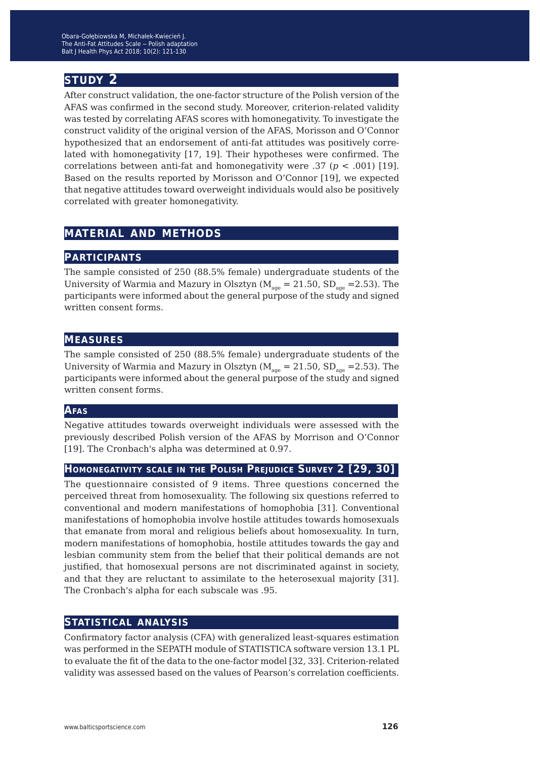## STUDY 2

After construct validation, the one-factor structure of the Polish version of the AFAS was confirmed in the second study. Moreover, criterion-related validity was tested by correlating AFAS scores with homonegativity. To investigate the construct validity of the original version of the AFAS, Morisson and O'Connor hypothesized that an endorsement of anti-fat attitudes was positively correlated with homonegativity [17, 19]. Their hypotheses were confirmed. The correlations between anti-fat and homonegativity were .37 ($p < .001$) [19]. Based on the results reported by Morisson and O'Connor [19], we expected that negative attitudes toward overweight individuals would also be positively correlated with greater homonegativity.

## MATERIAL AND METHODS

### PARTICIPANTS

The sample consisted of 250 (88.5% female) undergraduate students of the University of Warmia and Mazury in Olsztyn ($M_{age}$ = 21.50, $SD_{age}$ =2.53). The participants were informed about the general purpose of the study and signed written consent forms.

### MEASURES

The sample consisted of 250 (88.5% female) undergraduate students of the University of Warmia and Mazury in Olsztyn ($M_{age}$ = 21.50, $SD_{age}$ =2.53). The participants were informed about the general purpose of the study and signed written consent forms.

### AFAS

Negative attitudes towards overweight individuals were assessed with the previously described Polish version of the AFAS by Morrison and O'Connor [19]. The Cronbach's alpha was determined at 0.97.

### HOMONEGATIVITY SCALE IN THE POLISH PREJUDICE SURVEY 2 [29, 30]

The questionnaire consisted of 9 items. Three questions concerned the perceived threat from homosexuality. The following six questions referred to conventional and modern manifestations of homophobia [31]. Conventional manifestations of homophobia involve hostile attitudes towards homosexuals that emanate from moral and religious beliefs about homosexuality. In turn, modern manifestations of homophobia, hostile attitudes towards the gay and lesbian community stem from the belief that their political demands are not justified, that homosexual persons are not discriminated against in society, and that they are reluctant to assimilate to the heterosexual majority [31]. The Cronbach's alpha for each subscale was .95.

### STATISTICAL ANALYSIS

Confirmatory factor analysis (CFA) with generalized least-squares estimation was performed in the SEPATH module of STATISTICA software version 13.1 PL to evaluate the fit of the data to the one-factor model [32, 33]. Criterion-related validity was assessed based on the values of Pearson's correlation coefficients.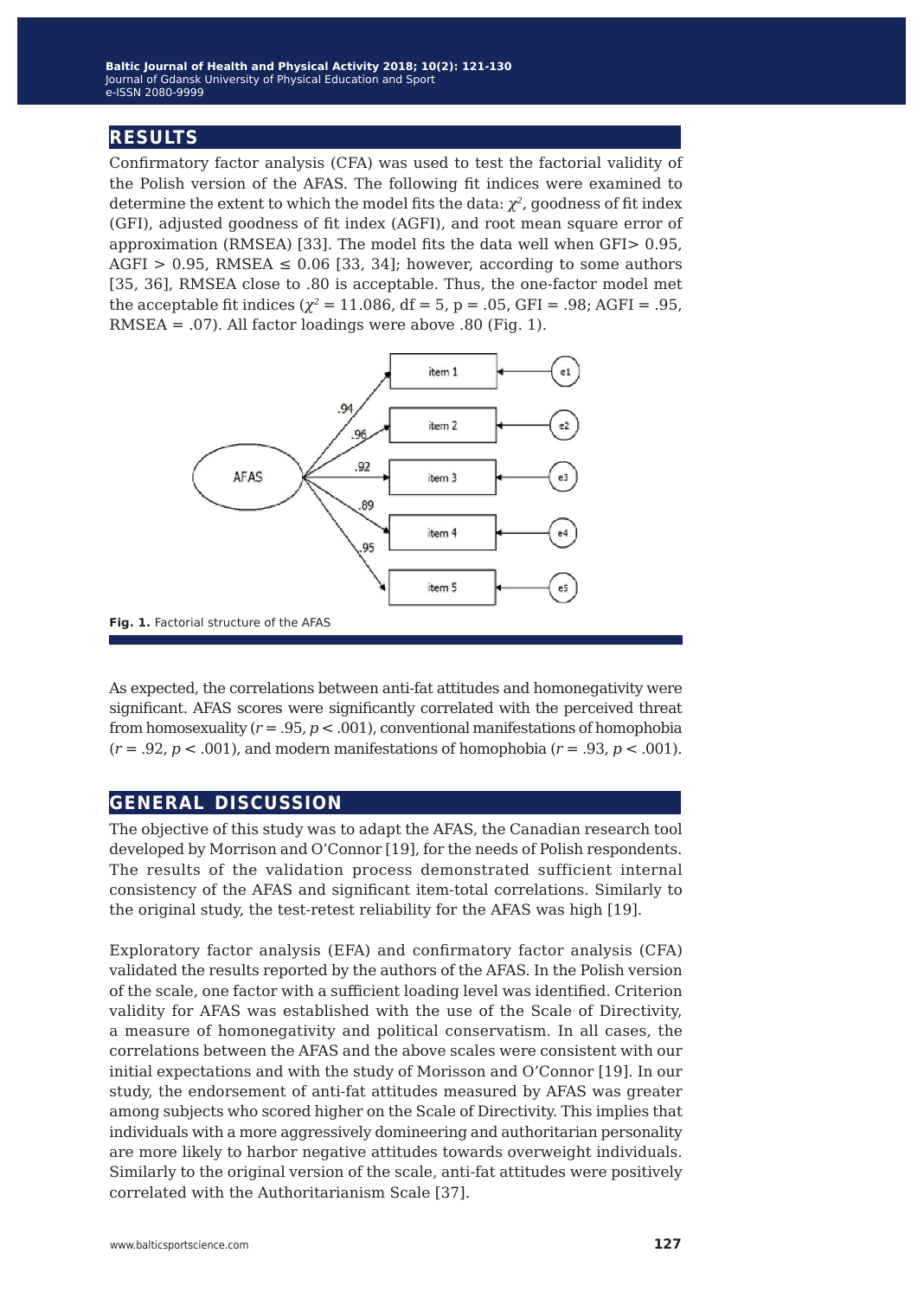## RESULTS

Confirmatory factor analysis (CFA) was used to test the factorial validity of the Polish version of the AFAS. The following fit indices were examined to determine the extent to which the model fits the data: $\chi^2$, goodness of fit index (GFI), adjusted goodness of fit index (AGFI), and root mean square error of approximation (RMSEA) [33]. The model fits the data well when GFI> 0.95, AGFI > 0.95, RMSEA ≤ 0.06 [33, 34]; however, according to some authors [35, 36], RMSEA close to .80 is acceptable. Thus, the one-factor model met the acceptable fit indices ($\chi^2$ = 11.086, df = 5, p = .05, GFI = .98; AGFI = .95, RMSEA = .07). All factor loadings were above .80 (Fig. 1).

**Fig. 1.** Factorial structure of the AFAS

As expected, the correlations between anti-fat attitudes and homonegativity were significant. AFAS scores were significantly correlated with the perceived threat from homosexuality ($r$ = .95, $p$ < .001), conventional manifestations of homophobia ($r$ = .92, $p$ < .001), and modern manifestations of homophobia ($r$ = .93, $p$ < .001).

## GENERAL DISCUSSION

The objective of this study was to adapt the AFAS, the Canadian research tool developed by Morrison and O'Connor [19], for the needs of Polish respondents. The results of the validation process demonstrated sufficient internal consistency of the AFAS and significant item-total correlations. Similarly to the original study, the test-retest reliability for the AFAS was high [19].

Exploratory factor analysis (EFA) and confirmatory factor analysis (CFA) validated the results reported by the authors of the AFAS. In the Polish version of the scale, one factor with a sufficient loading level was identified. Criterion validity for AFAS was established with the use of the Scale of Directivity, a measure of homonegativity and political conservatism. In all cases, the correlations between the AFAS and the above scales were consistent with our initial expectations and with the study of Morisson and O'Connor [19]. In our study, the endorsement of anti-fat attitudes measured by AFAS was greater among subjects who scored higher on the Scale of Directivity. This implies that individuals with a more aggressively domineering and authoritarian personality are more likely to harbor negative attitudes towards overweight individuals. Similarly to the original version of the scale, anti-fat attitudes were positively correlated with the Authoritarianism Scale [37].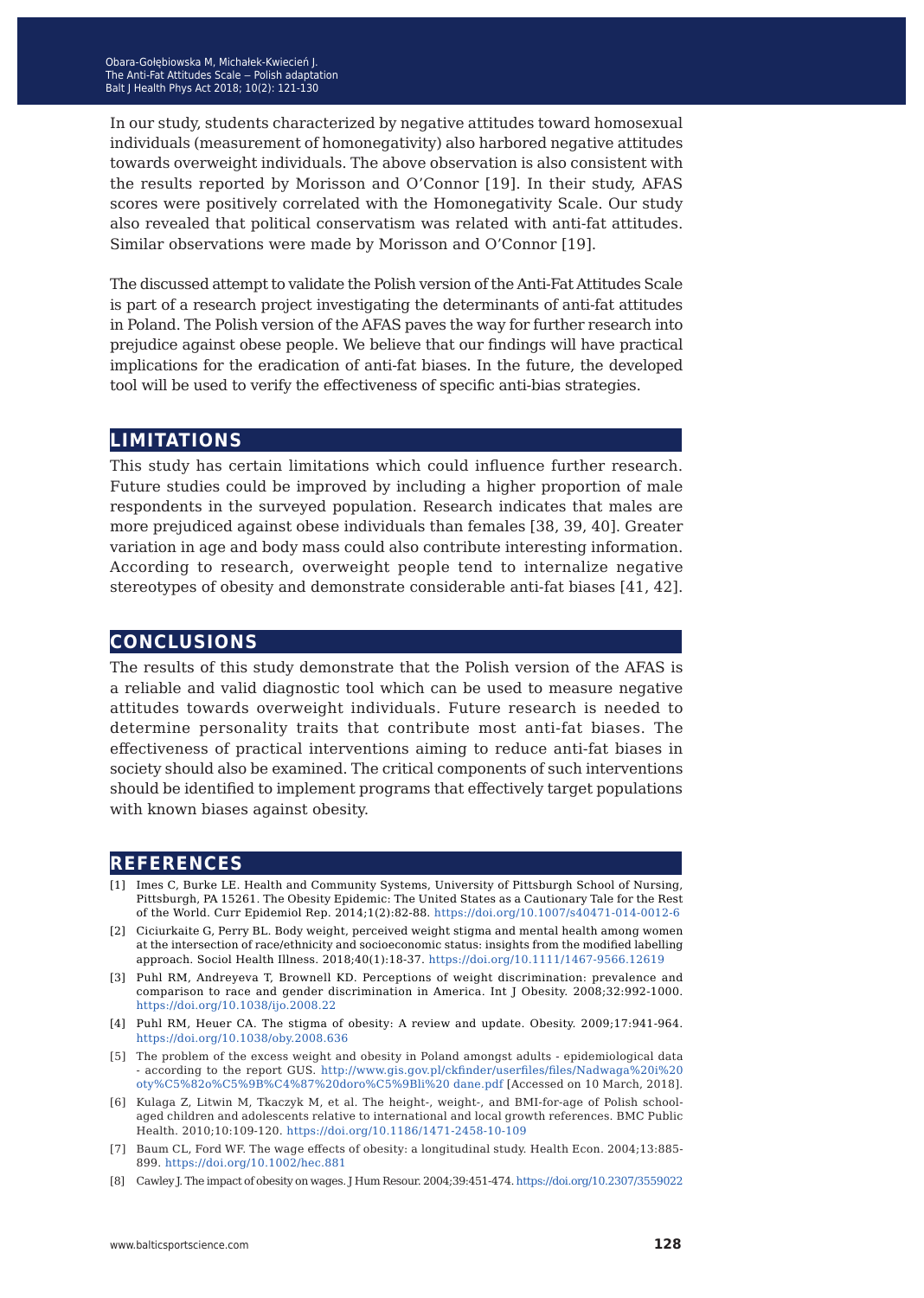In our study, students characterized by negative attitudes toward homosexual individuals (measurement of homonegativity) also harbored negative attitudes towards overweight individuals. The above observation is also consistent with the results reported by Morisson and O'Connor [19]. In their study, AFAS scores were positively correlated with the Homonegativity Scale. Our study also revealed that political conservatism was related with anti-fat attitudes. Similar observations were made by Morisson and O'Connor [19].

The discussed attempt to validate the Polish version of the Anti-Fat Attitudes Scale is part of a research project investigating the determinants of anti-fat attitudes in Poland. The Polish version of the AFAS paves the way for further research into prejudice against obese people. We believe that our findings will have practical implications for the eradication of anti-fat biases. In the future, the developed tool will be used to verify the effectiveness of specific anti-bias strategies.

## LIMITATIONS

This study has certain limitations which could influence further research. Future studies could be improved by including a higher proportion of male respondents in the surveyed population. Research indicates that males are more prejudiced against obese individuals than females [38, 39, 40]. Greater variation in age and body mass could also contribute interesting information. According to research, overweight people tend to internalize negative stereotypes of obesity and demonstrate considerable anti-fat biases [41, 42].

## CONCLUSIONS

The results of this study demonstrate that the Polish version of the AFAS is a reliable and valid diagnostic tool which can be used to measure negative attitudes towards overweight individuals. Future research is needed to determine personality traits that contribute most anti-fat biases. The effectiveness of practical interventions aiming to reduce anti-fat biases in society should also be examined. The critical components of such interventions should be identified to implement programs that effectively target populations with known biases against obesity.

## REFERENCES

[1] Imes C, Burke LE. Health and Community Systems, University of Pittsburgh School of Nursing, Pittsburgh, PA 15261. The Obesity Epidemic: The United States as a Cautionary Tale for the Rest of the World. Curr Epidemiol Rep. 2014;1(2):82-88. https://doi.org/10.1007/s40471-014-0012-6

[2] Ciciurkaite G, Perry BL. Body weight, perceived weight stigma and mental health among women at the intersection of race/ethnicity and socioeconomic status: insights from the modified labelling approach. Sociol Health Illness. 2018;40(1):18-37. https://doi.org/10.1111/1467-9566.12619

[3] Puhl RM, Andreyeva T, Brownell KD. Perceptions of weight discrimination: prevalence and comparison to race and gender discrimination in America. Int J Obesity. 2008;32:992-1000. https://doi.org/10.1038/ijo.2008.22

[4] Puhl RM, Heuer CA. The stigma of obesity: A review and update. Obesity. 2009;17:941-964. https://doi.org/10.1038/oby.2008.636

[5] The problem of the excess weight and obesity in Poland amongst adults - epidemiological data - according to the report GUS. http://www.gis.gov.pl/ckfinder/userfiles/files/Nadwaga%20i%20oty%C5%82o%C5%9B%C4%87%20doro%C5%9Bli%20 dane.pdf [Accessed on 10 March, 2018].

[6] Kulaga Z, Litwin M, Tkaczyk M, et al. The height-, weight-, and BMI-for-age of Polish school-aged children and adolescents relative to international and local growth references. BMC Public Health. 2010;10:109-120. https://doi.org/10.1186/1471-2458-10-109

[7] Baum CL, Ford WF. The wage effects of obesity: a longitudinal study. Health Econ. 2004;13:885-899. https://doi.org/10.1002/hec.881

[8] Cawley J. The impact of obesity on wages. J Hum Resour. 2004;39:451-474. https://doi.org/10.2307/3559022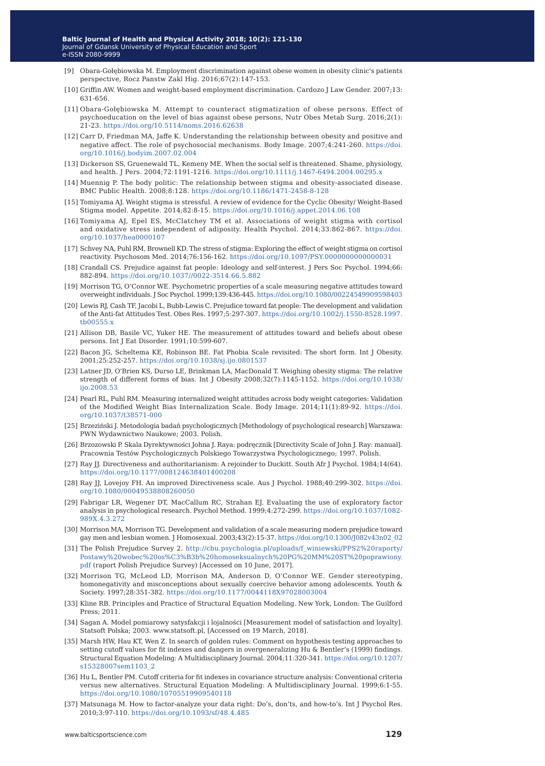[9] Obara-Gołębiowska M. Employment discrimination against obese women in obesity clinic's patients perspective, Rocz Panstw Zakl Hig. 2016;67(2):147-153.

[10] Griffin AW. Women and weight-based employment discrimination. Cardozo J Law Gender. 2007;13: 631-656.

[11] Obara-Gołębiowska M. Attempt to counteract stigmatization of obese persons. Effect of psychoeducation on the level of bias against obese persons, Nutr Obes Metab Surg. 2016;2(1): 21-23. https://doi.org/10.5114/noms.2016.62638

[12] Carr D, Friedman MA, Jaffe K. Understanding the relationship between obesity and positive and negative affect. The role of psychosocial mechanisms. Body Image. 2007;4:241-260. https://doi.org/10.1016/j.bodyim.2007.02.004

[13] Dickerson SS, Gruenewald TL, Kemeny ME. When the social self is threatened. Shame, physiology, and health. J Pers. 2004;72:1191-1216. https://doi.org/10.1111/j.1467-6494.2004.00295.x

[14] Muennig P. The body politic: The relationship between stigma and obesity-associated disease. BMC Public Health. 2008;8:128. https://doi.org/10.1186/1471-2458-8-128

[15] Tomiyama AJ. Weight stigma is stressful. A review of evidence for the Cyclic Obesity/ Weight-Based Stigma model. Appetite. 2014;82:8-15. https://doi.org/10.1016/j.appet.2014.06.108

[16] Tomiyama AJ, Epel ES, McClatchey TM et al. Associations of weight stigma with cortisol and oxidative stress independent of adiposity. Health Psychol. 2014;33:862-867. https://doi.org/10.1037/hea0000107

[17] Schvey NA, Puhl RM, Brownell KD. The stress of stigma: Exploring the effect of weight stigma on cortisol reactivity. Psychosom Med. 2014;76:156-162. https://doi.org/10.1097/PSY.0000000000000031

[18] Crandall CS. Prejudice against fat people: Ideology and self-interest. J Pers Soc Psychol. 1994;66: 882-894. https://doi.org/10.1037//0022-3514.66.5.882

[19] Morrison TG, O'Connor WE. Psychometric properties of a scale measuring negative attitudes toward overweight individuals. J Soc Psychol. 1999;139:436-445. https://doi.org/10.1080/00224549909598403

[20] Lewis RJ, Cash TF, Jacobi L, Bubb-Lewis C. Prejudice toward fat people: The development and validation of the Anti-fat Attitudes Test. Obes Res. 1997;5:297-307. https://doi.org/10.1002/j.1550-8528.1997.tb00555.x

[21] Allison DB, Basile VC, Yuker HE. The measurement of attitudes toward and beliefs about obese persons. Int J Eat Disorder. 1991;10:599-607.

[22] Bacon JG, Scheltema KE, Robinson BE. Fat Phobia Scale revisited: The short form. Int J Obesity. 2001;25:252-257. https://doi.org/10.1038/sj.ijo.0801537

[23] Latner JD, O'Brien KS, Durso LE, Brinkman LA, MacDonald T. Weighing obesity stigma: The relative strength of different forms of bias. Int J Obesity 2008;32(7):1145-1152. https://doi.org/10.1038/ijo.2008.53

[24] Pearl RL, Puhl RM. Measuring internalized weight attitudes across body weight categories: Validation of the Modified Weight Bias Internalization Scale. Body Image. 2014;11(1):89-92. https://doi.org/10.1037/t38571-000

[25] Brzeziński J. Metodologia badań psychologicznych [Methodology of psychological research] Warszawa: PWN Wydawnictwo Naukowe; 2003. Polish.

[26] Brzozowski P. Skala Dyrektywności Johna J. Raya: podręcznik [Directivity Scale of John J. Ray: manual]. Pracownia Testów Psychologicznych Polskiego Towarzystwa Psychologicznego; 1997. Polish.

[27] Ray JJ. Directiveness and authoritarianism: A rejoinder to Duckitt. South Afr J Psychol. 1984;14(64). https://doi.org/10.1177/008124638401400208

[28] Ray JJ, Lovejoy FH. An improved Directiveness scale. Aus J Psychol. 1988;40:299-302. https://doi.org/10.1080/00049538808260050

[29] Fabrigar LR, Wegener DT, MacCallum RC, Strahan EJ. Evaluating the use of exploratory factor analysis in psychological research. Psychol Method. 1999;4:272-299. https://doi.org/10.1037/1082-989X.4.3.272

[30] Morrison MA, Morrison TG. Development and validation of a scale measuring modern prejudice toward gay men and lesbian women. J Homosexual. 2003;43(2):15-37. https://doi.org/10.1300/J082v43n02_02

[31] The Polish Prejudice Survey 2. http://cbu.psychologia.pl/uploads/f_winiewski/PPS2%20raporty/Postawy%20wobec%20os%C3%B3b%20homoseksualnych%20PG%20MM%20ST%20poprawiony.pdf (raport Polish Prejudice Survey) [Accessed on 10 June, 2017].

[32] Morrison TG, McLeod LD, Morrison MA, Anderson D, O'Connor WE. Gender stereotyping, homonegativity and misconceptions about sexually coercive behavior among adolescents. Youth & Society. 1997;28:351-382. https://doi.org/10.1177/0044118X97028003004

[33] Kline RB. Principles and Practice of Structural Equation Modeling. New York, London: The Guilford Press; 2011.

[34] Sagan A. Model pomiarowy satysfakcji i lojalności [Measurement model of satisfaction and loyalty]. Statsoft Polska; 2003. www.statsoft.pl, [Accessed on 19 March, 2018].

[35] Marsh HW, Hau KT, Wen Z. In search of golden rules: Comment on hypothesis testing approaches to setting cutoff values for fit indexes and dangers in overgeneralizing Hu & Bentler's (1999) findings. Structural Equation Modeling: A Multidisciplinary Journal. 2004;11:320-341. https://doi.org/10.1207/s15328007sem1103_2

[36] Hu L, Bentler PM. Cutoff criteria for fit indexes in covariance structure analysis: Conventional criteria versus new alternatives. Structural Equation Modeling: A Multidisciplinary Journal. 1999;6:1-55. https://doi.org/10.1080/10705519909540118

[37] Matsunaga M. How to factor-analyze your data right: Do's, don'ts, and how-to's. Int J Psychol Res. 2010;3:97-110. https://doi.org/10.1093/sf/48.4.485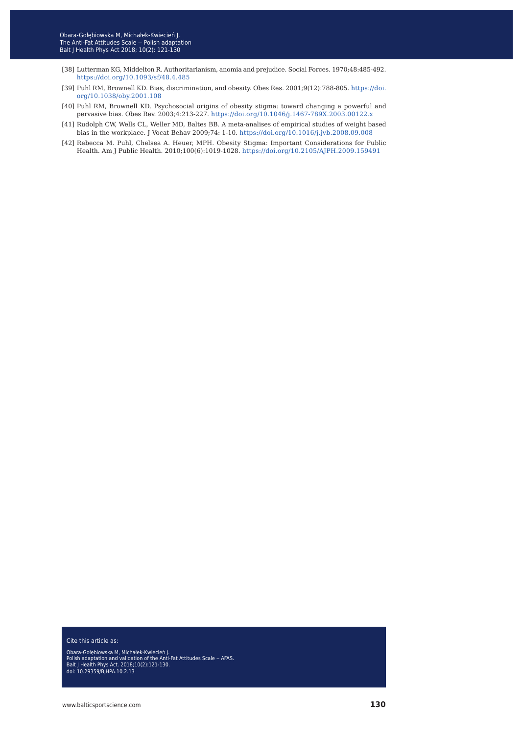[38] Lutterman KG, Middelton R. Authoritarianism, anomia and prejudice. Social Forces. 1970;48:485-492. https://doi.org/10.1093/sf/48.4.485

[39] Puhl RM, Brownell KD. Bias, discrimination, and obesity. Obes Res. 2001;9(12):788-805. https://doi.org/10.1038/oby.2001.108

[40] Puhl RM, Brownell KD. Psychosocial origins of obesity stigma: toward changing a powerful and pervasive bias. Obes Rev. 2003;4:213-227. https://doi.org/10.1046/j.1467-789X.2003.00122.x

[41] Rudolph CW, Wells CL, Weller MD, Baltes BB. A meta-analises of empirical studies of weight based bias in the workplace. J Vocat Behav 2009;74: 1-10. https://doi.org/10.1016/j.jvb.2008.09.008

[42] Rebecca M. Puhl, Chelsea A. Heuer, MPH. Obesity Stigma: Important Considerations for Public Health. Am J Public Health. 2010;100(6):1019-1028. https://doi.org/10.2105/AJPH.2009.159491

Cite this article as:

Obara-Gołębiowska M, Michałek-Kwiecień J.
Polish adaptation and validation of the Anti-Fat Attitudes Scale – AFAS.
Balt J Health Phys Act. 2018;10(2):121-130.
doi: 10.29359/BJHPA.10.2.13